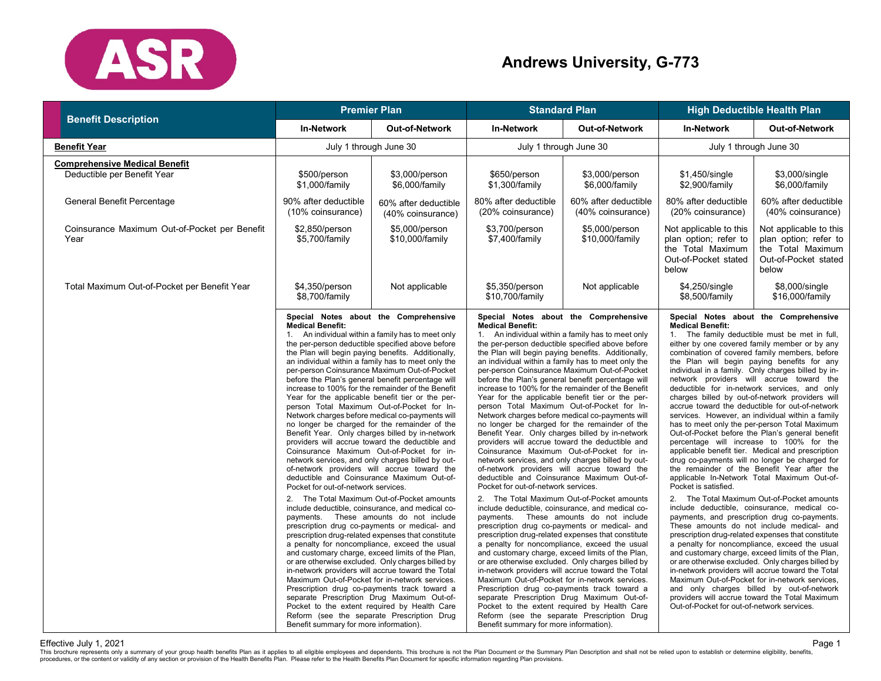# Andrews University, G-773

| Benefit Description | Premier Plan | | Standard Plan | | High Deductible Health Plan | |
|---|---|---|---|---|---|---|
| | In-Network | Out-of-Network | In-Network | Out-of-Network | In-Network | Out-of-Network |
| **Benefit Year** | July 1 through June 30 | | July 1 through June 30 | | July 1 through June 30 | |
| **Comprehensive Medical Benefit** | | | | | | |
| Deductible per Benefit Year | $500/person $1,000/family | $3,000/person $6,000/family | $650/person $1,300/family | $3,000/person $6,000/family | $1,450/single $2,900/family | $3,000/single $6,000/family |
| General Benefit Percentage | 90% after deductible (10% coinsurance) | 60% after deductible (40% coinsurance) | 80% after deductible (20% coinsurance) | 60% after deductible (40% coinsurance) | 80% after deductible (20% coinsurance) | 60% after deductible (40% coinsurance) |
| Coinsurance Maximum Out-of-Pocket per Benefit Year | $2,850/person $5,700/family | $5,000/person $10,000/family | $3,700/person $7,400/family | $5,000/person $10,000/family | Not applicable to this plan option; refer to the Total Maximum Out-of-Pocket stated below | Not applicable to this plan option; refer to the Total Maximum Out-of-Pocket stated below |
| Total Maximum Out-of-Pocket per Benefit Year | $4,350/person $8,700/family | Not applicable | $5,350/person $10,700/family | Not applicable | $4,250/single $8,500/family | $8,000/single $16,000/family |

**Premier Plan – Special Notes about the Comprehensive Medical Benefit:**

1. An individual within a family has to meet only the per-person deductible specified above before the Plan will begin paying benefits. Additionally, an individual within a family has to meet only the per-person Coinsurance Maximum Out-of-Pocket before the Plan's general benefit percentage will increase to 100% for the remainder of the Benefit Year for the applicable benefit tier or the per-person Total Maximum Out-of-Pocket for In-Network charges before medical co-payments will no longer be charged for the remainder of the Benefit Year. Only charges billed by in-network providers will accrue toward the deductible and Coinsurance Maximum Out-of-Pocket for in-network services, and only charges billed by out-of-network providers will accrue toward the deductible and Coinsurance Maximum Out-of-Pocket for out-of-network services.
2. The Total Maximum Out-of-Pocket amounts include deductible, coinsurance, and medical co-payments. These amounts do not include prescription drug co-payments or medical- and prescription drug-related expenses that constitute a penalty for noncompliance, exceed the usual and customary charge, exceed limits of the Plan, or are otherwise excluded. Only charges billed by in-network providers will accrue toward the Total Maximum Out-of-Pocket for in-network services. Prescription drug co-payments track toward a separate Prescription Drug Maximum Out-of-Pocket to the extent required by Health Care Reform (see the separate Prescription Drug Benefit summary for more information).

**Standard Plan – Special Notes about the Comprehensive Medical Benefit:**

1. An individual within a family has to meet only the per-person deductible specified above before the Plan will begin paying benefits. Additionally, an individual within a family has to meet only the per-person Coinsurance Maximum Out-of-Pocket before the Plan's general benefit percentage will increase to 100% for the remainder of the Benefit Year for the applicable benefit tier or the per-person Total Maximum Out-of-Pocket for In-Network charges before medical co-payments will no longer be charged for the remainder of the Benefit Year. Only charges billed by in-network providers will accrue toward the deductible and Coinsurance Maximum Out-of-Pocket for in-network services, and only charges billed by out-of-network providers will accrue toward the deductible and Coinsurance Maximum Out-of-Pocket for out-of-network services.
2. The Total Maximum Out-of-Pocket amounts include deductible, coinsurance, and medical co-payments. These amounts do not include prescription drug co-payments or medical- and prescription drug-related expenses that constitute a penalty for noncompliance, exceed the usual and customary charge, exceed limits of the Plan, or are otherwise excluded. Only charges billed by in-network providers will accrue toward the Total Maximum Out-of-Pocket for in-network services. Prescription drug co-payments track toward a separate Prescription Drug Maximum Out-of-Pocket to the extent required by Health Care Reform (see the separate Prescription Drug Benefit summary for more information).

**High Deductible Health Plan – Special Notes about the Comprehensive Medical Benefit:**

1. The family deductible must be met in full, either by one covered family member or by any combination of covered family members, before the Plan will begin paying benefits for any individual in a family. Only charges billed by in-network providers will accrue toward the deductible for in-network services, and only charges billed by out-of-network providers will accrue toward the deductible for out-of-network services. However, an individual within a family has to meet only the per-person Total Maximum Out-of-Pocket before the Plan's general benefit percentage will increase to 100% for the applicable benefit tier. Medical and prescription drug co-payments will no longer be charged for the remainder of the Benefit Year after the applicable In-Network Total Maximum Out-of-Pocket is satisfied.
2. The Total Maximum Out-of-Pocket amounts include deductible, coinsurance, medical co-payments, and prescription drug co-payments. These amounts do not include medical- and prescription drug-related expenses that constitute a penalty for noncompliance, exceed the usual and customary charge, exceed limits of the Plan, or are otherwise excluded. Only charges billed by in-network providers will accrue toward the Total Maximum Out-of-Pocket for in-network services, and only charges billed by out-of-network providers will accrue toward the Total Maximum Out-of-Pocket for out-of-network services.

Effective July 1, 2021

This brochure represents only a summary of your group health benefits Plan as it applies to all eligible employees and dependents. This brochure is not the Plan Document or the Summary Plan Description and shall not be relied upon to establish or determine eligibility, benefits, procedures, or the content or validity of any section or provision of the Health Benefits Plan. Please refer to the Health Benefits Plan Document for specific information regarding Plan provisions.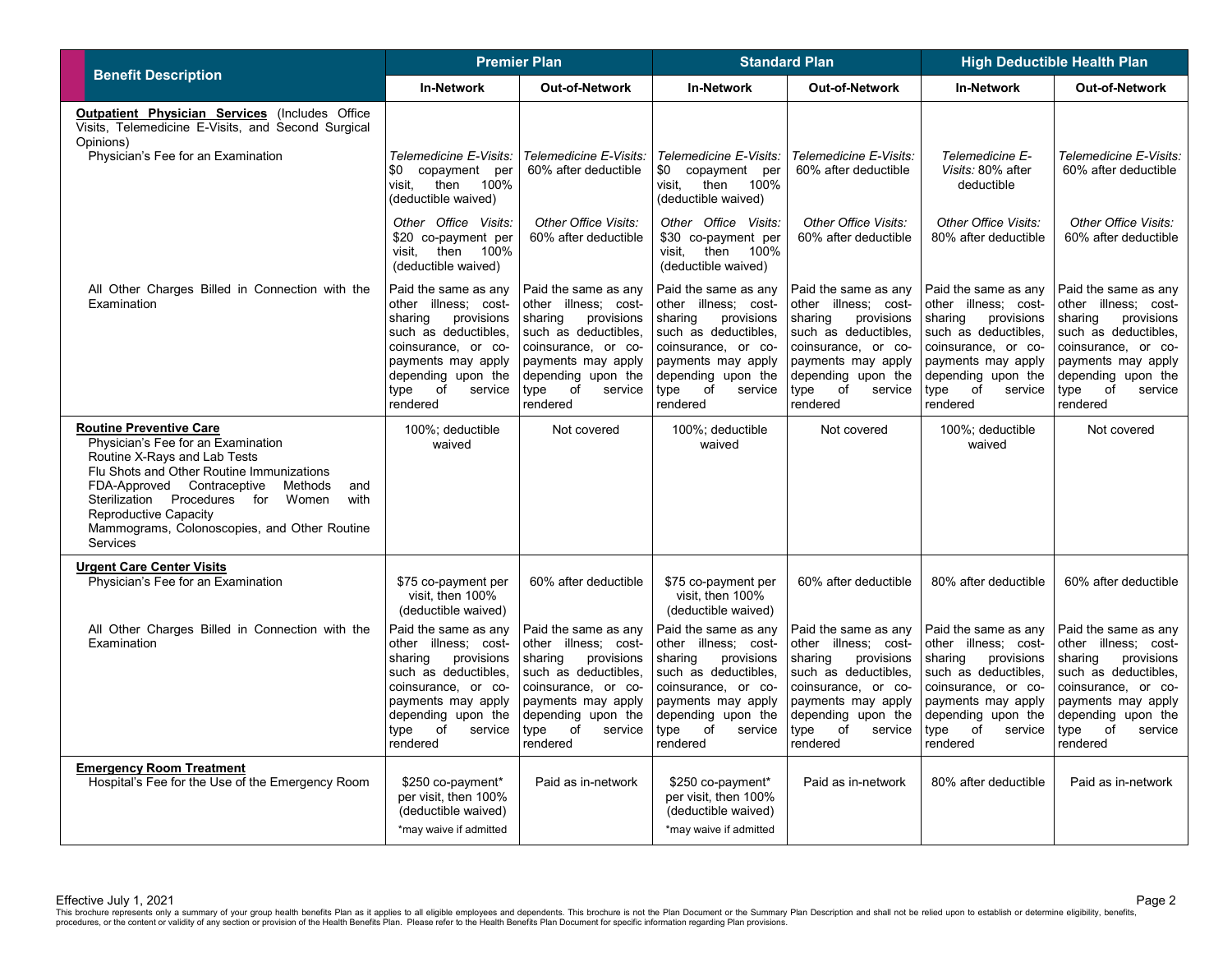| Benefit Description | Premier Plan | | Standard Plan | | High Deductible Health Plan | |
|---|---|---|---|---|---|---|
| | **In-Network** | **Out-of-Network** | **In-Network** | **Out-of-Network** | **In-Network** | **Out-of-Network** |
| **Outpatient Physician Services** (Includes Office Visits, Telemedicine E-Visits, and Second Surgical Opinions) | | | | | | |
| Physician's Fee for an Examination | *Telemedicine E-Visits:* $0 copayment per visit, then 100% (deductible waived) | *Telemedicine E-Visits:* 60% after deductible | *Telemedicine E-Visits:* $0 copayment per visit, then 100% (deductible waived) | *Telemedicine E-Visits:* 60% after deductible | *Telemedicine E-Visits:* 80% after deductible | *Telemedicine E-Visits:* 60% after deductible |
| | *Other Office Visits:* $20 co-payment per visit, then 100% (deductible waived) | *Other Office Visits:* 60% after deductible | *Other Office Visits:* $30 co-payment per visit, then 100% (deductible waived) | *Other Office Visits:* 60% after deductible | *Other Office Visits:* 80% after deductible | *Other Office Visits:* 60% after deductible |
| All Other Charges Billed in Connection with the Examination | Paid the same as any other illness; cost-sharing provisions such as deductibles, coinsurance, or co-payments may apply depending upon the type of service rendered | Paid the same as any other illness; cost-sharing provisions such as deductibles, coinsurance, or co-payments may apply depending upon the type of service rendered | Paid the same as any other illness; cost-sharing provisions such as deductibles, coinsurance, or co-payments may apply depending upon the type of service rendered | Paid the same as any other illness; cost-sharing provisions such as deductibles, coinsurance, or co-payments may apply depending upon the type of service rendered | Paid the same as any other illness; cost-sharing provisions such as deductibles, coinsurance, or co-payments may apply depending upon the type of service rendered | Paid the same as any other illness; cost-sharing provisions such as deductibles, coinsurance, or co-payments may apply depending upon the type of service rendered |
| **Routine Preventive Care**<br>Physician's Fee for an Examination<br>Routine X-Rays and Lab Tests<br>Flu Shots and Other Routine Immunizations<br>FDA-Approved Contraceptive Methods and Sterilization Procedures for Women with Reproductive Capacity<br>Mammograms, Colonoscopies, and Other Routine Services | 100%; deductible waived | Not covered | 100%; deductible waived | Not covered | 100%; deductible waived | Not covered |
| **Urgent Care Center Visits** | | | | | | |
| Physician's Fee for an Examination | $75 co-payment per visit, then 100% (deductible waived) | 60% after deductible | $75 co-payment per visit, then 100% (deductible waived) | 60% after deductible | 80% after deductible | 60% after deductible |
| All Other Charges Billed in Connection with the Examination | Paid the same as any other illness; cost-sharing provisions such as deductibles, coinsurance, or co-payments may apply depending upon the type of service rendered | Paid the same as any other illness; cost-sharing provisions such as deductibles, coinsurance, or co-payments may apply depending upon the type of service rendered | Paid the same as any other illness; cost-sharing provisions such as deductibles, coinsurance, or co-payments may apply depending upon the type of service rendered | Paid the same as any other illness; cost-sharing provisions such as deductibles, coinsurance, or co-payments may apply depending upon the type of service rendered | Paid the same as any other illness; cost-sharing provisions such as deductibles, coinsurance, or co-payments may apply depending upon the type of service rendered | Paid the same as any other illness; cost-sharing provisions such as deductibles, coinsurance, or co-payments may apply depending upon the type of service rendered |
| **Emergency Room Treatment**<br>Hospital's Fee for the Use of the Emergency Room | $250 co-payment* per visit, then 100% (deductible waived)<br>*may waive if admitted | Paid as in-network | $250 co-payment* per visit, then 100% (deductible waived)<br>*may waive if admitted | Paid as in-network | 80% after deductible | Paid as in-network |

Effective July 1, 2021

This brochure represents only a summary of your group health benefits Plan as it applies to all eligible employees and dependents. This brochure is not the Plan Document or the Summary Plan Description and shall not be relied upon to establish or determine eligibility, benefits, procedures, or the content or validity of any section or provision of the Health Benefits Plan. Please refer to the Health Benefits Plan Document for specific information regarding Plan provisions.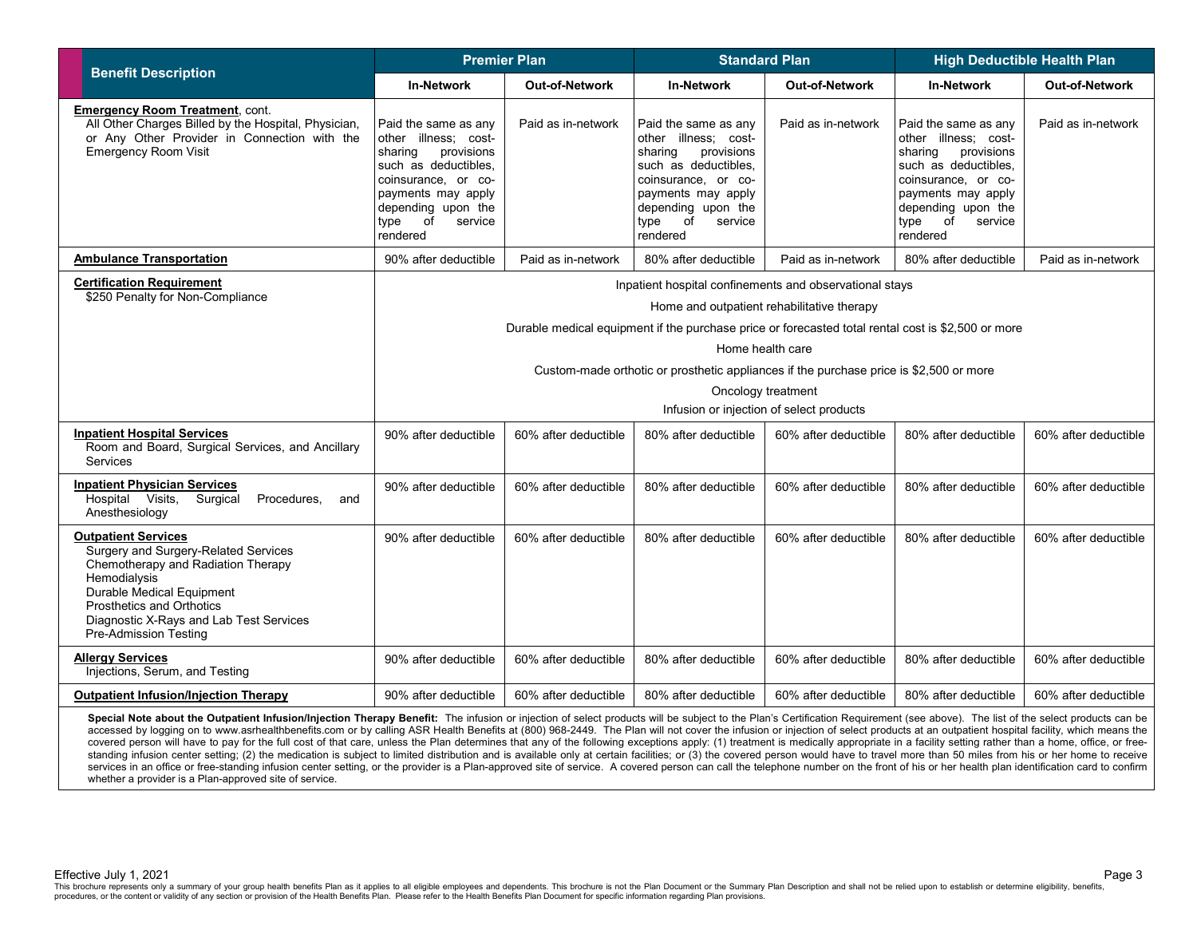| Benefit Description | Premier Plan | | Standard Plan | | High Deductible Health Plan | |
|---|---|---|---|---|---|---|
| | In-Network | Out-of-Network | In-Network | Out-of-Network | In-Network | Out-of-Network |
| **Emergency Room Treatment**, cont.<br>All Other Charges Billed by the Hospital, Physician, or Any Other Provider in Connection with the Emergency Room Visit | Paid the same as any other illness; cost-sharing provisions such as deductibles, coinsurance, or co-payments may apply depending upon the type of service rendered | Paid as in-network | Paid the same as any other illness; cost-sharing provisions such as deductibles, coinsurance, or co-payments may apply depending upon the type of service rendered | Paid as in-network | Paid the same as any other illness; cost-sharing provisions such as deductibles, coinsurance, or co-payments may apply depending upon the type of service rendered | Paid as in-network |
| **Ambulance Transportation** | 90% after deductible | Paid as in-network | 80% after deductible | Paid as in-network | 80% after deductible | Paid as in-network |
| **Certification Requirement**<br>$250 Penalty for Non-Compliance | Inpatient hospital confinements and observational stays<br>Home and outpatient rehabilitative therapy<br>Durable medical equipment if the purchase price or forecasted total rental cost is $2,500 or more<br>Home health care<br>Custom-made orthotic or prosthetic appliances if the purchase price is $2,500 or more<br>Oncology treatment<br>Infusion or injection of select products | | | | | |
| **Inpatient Hospital Services**<br>Room and Board, Surgical Services, and Ancillary Services | 90% after deductible | 60% after deductible | 80% after deductible | 60% after deductible | 80% after deductible | 60% after deductible |
| **Inpatient Physician Services**<br>Hospital Visits, Surgical Procedures, and Anesthesiology | 90% after deductible | 60% after deductible | 80% after deductible | 60% after deductible | 80% after deductible | 60% after deductible |
| **Outpatient Services**<br>Surgery and Surgery-Related Services<br>Chemotherapy and Radiation Therapy<br>Hemodialysis<br>Durable Medical Equipment<br>Prosthetics and Orthotics<br>Diagnostic X-Rays and Lab Test Services<br>Pre-Admission Testing | 90% after deductible | 60% after deductible | 80% after deductible | 60% after deductible | 80% after deductible | 60% after deductible |
| **Allergy Services**<br>Injections, Serum, and Testing | 90% after deductible | 60% after deductible | 80% after deductible | 60% after deductible | 80% after deductible | 60% after deductible |
| **Outpatient Infusion/Injection Therapy** | 90% after deductible | 60% after deductible | 80% after deductible | 60% after deductible | 80% after deductible | 60% after deductible |

**Special Note about the Outpatient Infusion/Injection Therapy Benefit:** The infusion or injection of select products will be subject to the Plan's Certification Requirement (see above). The list of the select products can be accessed by logging on to www.asrhealthbenefits.com or by calling ASR Health Benefits at (800) 968-2449. The Plan will not cover the infusion or injection of select products at an outpatient hospital facility, which means the covered person will have to pay for the full cost of that care, unless the Plan determines that any of the following exceptions apply: (1) treatment is medically appropriate in a facility setting rather than a home, office, or free-standing infusion center setting; (2) the medication is subject to limited distribution and is available only at certain facilities; or (3) the covered person would have to travel more than 50 miles from his or her home to receive services in an office or free-standing infusion center setting, or the provider is a Plan-approved site of service. A covered person can call the telephone number on the front of his or her health plan identification card to confirm whether a provider is a Plan-approved site of service.

Effective July 1, 2021

This brochure represents only a summary of your group health benefits Plan as it applies to all eligible employees and dependents. This brochure is not the Plan Document or the Summary Plan Description and shall not be relied upon to establish or determine eligibility, benefits, procedures, or the content or validity of any section or provision of the Health Benefits Plan. Please refer to the Health Benefits Plan Document for specific information regarding Plan provisions.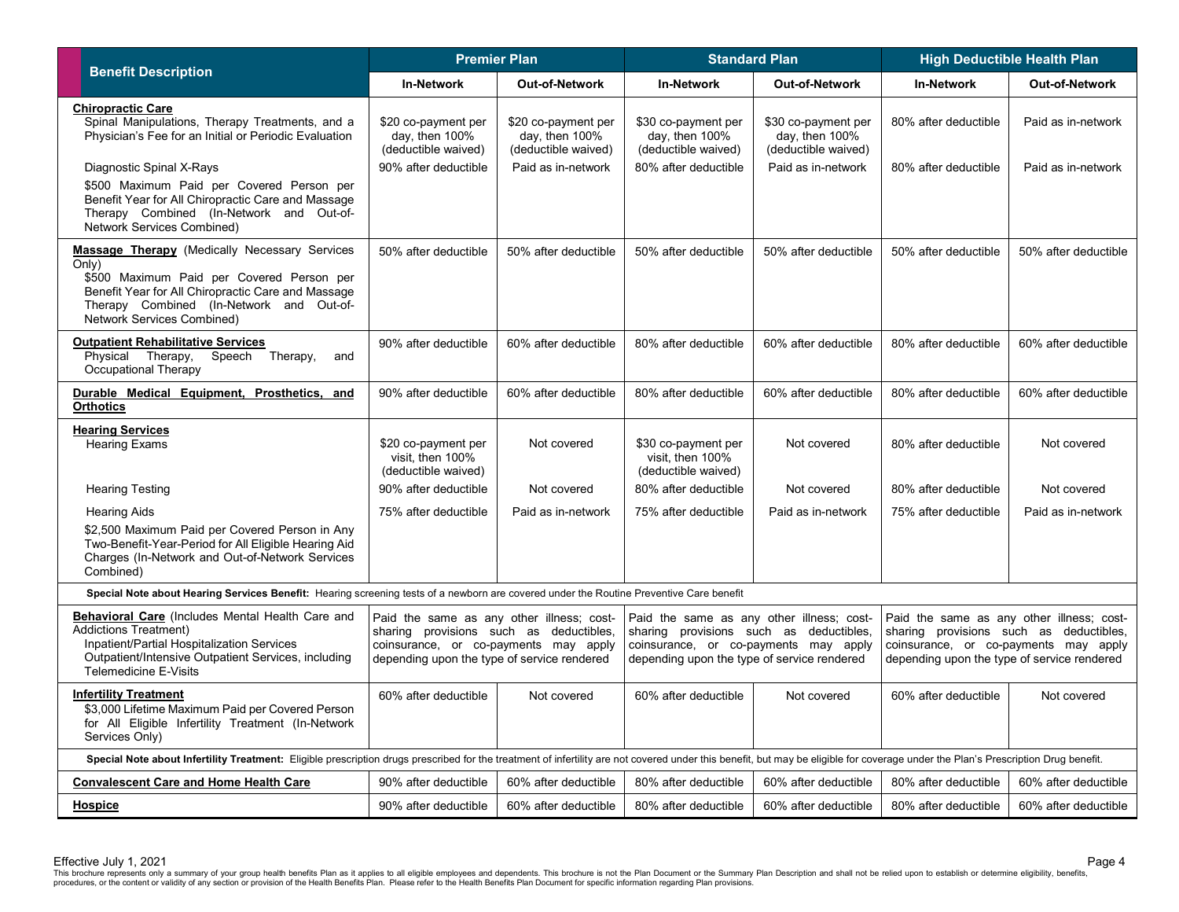| Benefit Description | Premier Plan | | Standard Plan | | High Deductible Health Plan | |
|---|---|---|---|---|---|---|
| | In-Network | Out-of-Network | In-Network | Out-of-Network | In-Network | Out-of-Network |
| **Chiropractic Care** | | | | | | |
| Spinal Manipulations, Therapy Treatments, and a Physician's Fee for an Initial or Periodic Evaluation | $20 co-payment per day, then 100% (deductible waived) | $20 co-payment per day, then 100% (deductible waived) | $30 co-payment per day, then 100% (deductible waived) | $30 co-payment per day, then 100% (deductible waived) | 80% after deductible | Paid as in-network |
| Diagnostic Spinal X-Rays | 90% after deductible | Paid as in-network | 80% after deductible | Paid as in-network | 80% after deductible | Paid as in-network |
| $500 Maximum Paid per Covered Person per Benefit Year for All Chiropractic Care and Massage Therapy Combined (In-Network and Out-of-Network Services Combined) | | | | | | |
| **Massage Therapy** (Medically Necessary Services Only) $500 Maximum Paid per Covered Person per Benefit Year for All Chiropractic Care and Massage Therapy Combined (In-Network and Out-of-Network Services Combined) | 50% after deductible | 50% after deductible | 50% after deductible | 50% after deductible | 50% after deductible | 50% after deductible |
| **Outpatient Rehabilitative Services** Physical Therapy, Speech Therapy, and Occupational Therapy | 90% after deductible | 60% after deductible | 80% after deductible | 60% after deductible | 80% after deductible | 60% after deductible |
| **Durable Medical Equipment, Prosthetics, and Orthotics** | 90% after deductible | 60% after deductible | 80% after deductible | 60% after deductible | 80% after deductible | 60% after deductible |
| **Hearing Services** | | | | | | |
| Hearing Exams | $20 co-payment per visit, then 100% (deductible waived) | Not covered | $30 co-payment per visit, then 100% (deductible waived) | Not covered | 80% after deductible | Not covered |
| Hearing Testing | 90% after deductible | Not covered | 80% after deductible | Not covered | 80% after deductible | Not covered |
| Hearing Aids | 75% after deductible | Paid as in-network | 75% after deductible | Paid as in-network | 75% after deductible | Paid as in-network |
| $2,500 Maximum Paid per Covered Person in Any Two-Benefit-Year-Period for All Eligible Hearing Aid Charges (In-Network and Out-of-Network Services Combined) | | | | | | |
| **Special Note about Hearing Services Benefit:** Hearing screening tests of a newborn are covered under the Routine Preventive Care benefit | | | | | | |
| **Behavioral Care** (Includes Mental Health Care and Addictions Treatment) Inpatient/Partial Hospitalization Services Outpatient/Intensive Outpatient Services, including Telemedicine E-Visits | Paid the same as any other illness; cost-sharing provisions such as deductibles, coinsurance, or co-payments may apply depending upon the type of service rendered | | Paid the same as any other illness; cost-sharing provisions such as deductibles, coinsurance, or co-payments may apply depending upon the type of service rendered | | Paid the same as any other illness; cost-sharing provisions such as deductibles, coinsurance, or co-payments may apply depending upon the type of service rendered | |
| **Infertility Treatment** $3,000 Lifetime Maximum Paid per Covered Person for All Eligible Infertility Treatment (In-Network Services Only) | 60% after deductible | Not covered | 60% after deductible | Not covered | 60% after deductible | Not covered |
| **Special Note about Infertility Treatment:** Eligible prescription drugs prescribed for the treatment of infertility are not covered under this benefit, but may be eligible for coverage under the Plan's Prescription Drug benefit. | | | | | | |
| **Convalescent Care and Home Health Care** | 90% after deductible | 60% after deductible | 80% after deductible | 60% after deductible | 80% after deductible | 60% after deductible |
| **Hospice** | 90% after deductible | 60% after deductible | 80% after deductible | 60% after deductible | 80% after deductible | 60% after deductible |

Effective July 1, 2021

This brochure represents only a summary of your group health benefits Plan as it applies to all eligible employees and dependents. This brochure is not the Plan Document or the Summary Plan Description and shall not be relied upon to establish or determine eligibility, benefits, procedures, or the content or validity of any section or provision of the Health Benefits Plan. Please refer to the Health Benefits Plan Document for specific information regarding Plan provisions.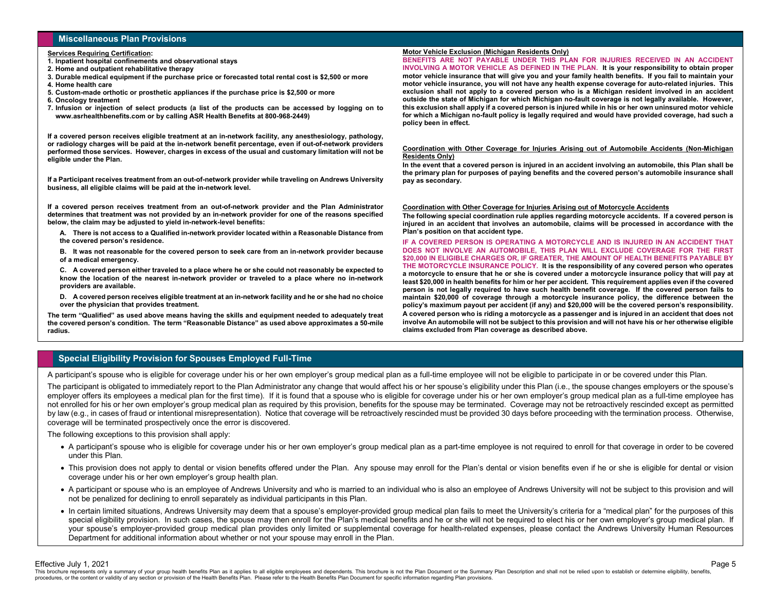## Miscellaneous Plan Provisions

**Services Requiring Certification:**

1. **Inpatient hospital confinements and observational stays**
2. **Home and outpatient rehabilitative therapy**
3. **Durable medical equipment if the purchase price or forecasted total rental cost is $2,500 or more**
4. **Home health care**
5. **Custom-made orthotic or prosthetic appliances if the purchase price is $2,500 or more**
6. **Oncology treatment**
7. **Infusion or injection of select products (a list of the products can be accessed by logging on to www.asrhealthbenefits.com or by calling ASR Health Benefits at 800-968-2449)**

**If a covered person receives eligible treatment at an in-network facility, any anesthesiology, pathology, or radiology charges will be paid at the in-network benefit percentage, even if out-of-network providers performed those services. However, charges in excess of the usual and customary limitation will not be eligible under the Plan.**

**If a Participant receives treatment from an out-of-network provider while traveling on Andrews University business, all eligible claims will be paid at the in-network level.**

**If a covered person receives treatment from an out-of-network provider and the Plan Administrator determines that treatment was not provided by an in-network provider for one of the reasons specified below, the claim may be adjusted to yield in-network-level benefits:**

**A. There is not access to a Qualified in-network provider located within a Reasonable Distance from the covered person's residence.**

**B. It was not reasonable for the covered person to seek care from an in-network provider because of a medical emergency.**

**C. A covered person either traveled to a place where he or she could not reasonably be expected to know the location of the nearest in-network provider or traveled to a place where no in-network providers are available.**

**D. A covered person receives eligible treatment at an in-network facility and he or she had no choice over the physician that provides treatment.**

**The term "Qualified" as used above means having the skills and equipment needed to adequately treat the covered person's condition. The term "Reasonable Distance" as used above approximates a 50-mile radius.**

**Motor Vehicle Exclusion (Michigan Residents Only)**

**BENEFITS ARE NOT PAYABLE UNDER THIS PLAN FOR INJURIES RECEIVED IN AN ACCIDENT INVOLVING A MOTOR VEHICLE AS DEFINED IN THE PLAN. It is your responsibility to obtain proper motor vehicle insurance that will give you and your family health benefits. If you fail to maintain your motor vehicle insurance, you will not have any health expense coverage for auto-related injuries. This exclusion shall not apply to a covered person who is a Michigan resident involved in an accident outside the state of Michigan for which Michigan no-fault coverage is not legally available. However, this exclusion shall apply if a covered person is injured while in his or her own uninsured motor vehicle for which a Michigan no-fault policy is legally required and would have provided coverage, had such a policy been in effect.**

**Coordination with Other Coverage for Injuries Arising out of Automobile Accidents (Non-Michigan Residents Only)**

**In the event that a covered person is injured in an accident involving an automobile, this Plan shall be the primary plan for purposes of paying benefits and the covered person's automobile insurance shall pay as secondary.**

**Coordination with Other Coverage for Injuries Arising out of Motorcycle Accidents**

**The following special coordination rule applies regarding motorcycle accidents. If a covered person is injured in an accident that involves an automobile, claims will be processed in accordance with the Plan's position on that accident type.**

**IF A COVERED PERSON IS OPERATING A MOTORCYCLE AND IS INJURED IN AN ACCIDENT THAT DOES NOT INVOLVE AN AUTOMOBILE, THIS PLAN WILL EXCLUDE COVERAGE FOR THE FIRST $20,000 IN ELIGIBLE CHARGES OR, IF GREATER, THE AMOUNT OF HEALTH BENEFITS PAYABLE BY THE MOTORCYCLE INSURANCE POLICY. It is the responsibility of any covered person who operates a motorcycle to ensure that he or she is covered under a motorcycle insurance policy that will pay at least $20,000 in health benefits for him or her per accident. This requirement applies even if the covered person is not legally required to have such health benefit coverage. If the covered person fails to maintain $20,000 of coverage through a motorcycle insurance policy, the difference between the policy's maximum payout per accident (if any) and $20,000 will be the covered person's responsibility.**

**A covered person who is riding a motorcycle as a passenger and is injured in an accident that does not involve An automobile will not be subject to this provision and will not have his or her otherwise eligible claims excluded from Plan coverage as described above.**

## Special Eligibility Provision for Spouses Employed Full-Time

A participant's spouse who is eligible for coverage under his or her own employer's group medical plan as a full-time employee will not be eligible to participate in or be covered under this Plan.

The participant is obligated to immediately report to the Plan Administrator any change that would affect his or her spouse's eligibility under this Plan (i.e., the spouse changes employers or the spouse's employer offers its employees a medical plan for the first time). If it is found that a spouse who is eligible for coverage under his or her own employer's group medical plan as a full-time employee has not enrolled for his or her own employer's group medical plan as required by this provision, benefits for the spouse may be terminated. Coverage may not be retroactively rescinded except as permitted by law (e.g., in cases of fraud or intentional misrepresentation). Notice that coverage will be retroactively rescinded must be provided 30 days before proceeding with the termination process. Otherwise, coverage will be terminated prospectively once the error is discovered.

The following exceptions to this provision shall apply:

- A participant's spouse who is eligible for coverage under his or her own employer's group medical plan as a part-time employee is not required to enroll for that coverage in order to be covered under this Plan.
- This provision does not apply to dental or vision benefits offered under the Plan. Any spouse may enroll for the Plan's dental or vision benefits even if he or she is eligible for dental or vision coverage under his or her own employer's group health plan.
- A participant or spouse who is an employee of Andrews University and who is married to an individual who is also an employee of Andrews University will not be subject to this provision and will not be penalized for declining to enroll separately as individual participants in this Plan.
- In certain limited situations, Andrews University may deem that a spouse's employer-provided group medical plan fails to meet the University's criteria for a "medical plan" for the purposes of this special eligibility provision. In such cases, the spouse may then enroll for the Plan's medical benefits and he or she will not be required to elect his or her own employer's group medical plan. If your spouse's employer-provided group medical plan provides only limited or supplemental coverage for health-related expenses, please contact the Andrews University Human Resources Department for additional information about whether or not your spouse may enroll in the Plan.

Effective July 1, 2021

This brochure represents only a summary of your group health benefits Plan as it applies to all eligible employees and dependents. This brochure is not the Plan Document or the Summary Plan Description and shall not be relied upon to establish or determine eligibility, benefits, procedures, or the content or validity of any section or provision of the Health Benefits Plan. Please refer to the Health Benefits Plan Document for specific information regarding Plan provisions.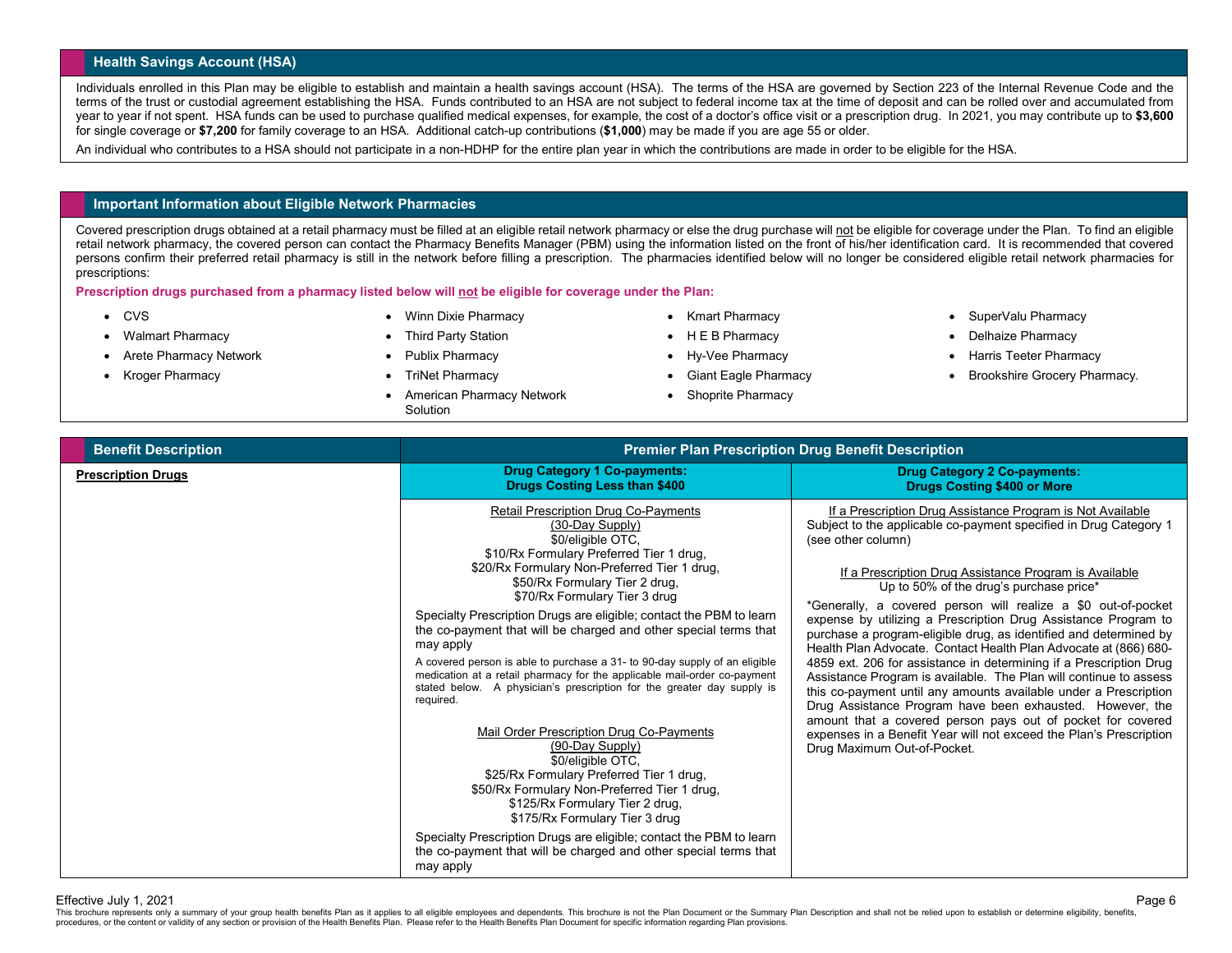## Health Savings Account (HSA)

Individuals enrolled in this Plan may be eligible to establish and maintain a health savings account (HSA). The terms of the HSA are governed by Section 223 of the Internal Revenue Code and the terms of the trust or custodial agreement establishing the HSA. Funds contributed to an HSA are not subject to federal income tax at the time of deposit and can be rolled over and accumulated from year to year if not spent. HSA funds can be used to purchase qualified medical expenses, for example, the cost of a doctor's office visit or a prescription drug. In 2021, you may contribute up to **$3,600** for single coverage or **$7,200** for family coverage to an HSA. Additional catch-up contributions (**$1,000**) may be made if you are age 55 or older.

An individual who contributes to a HSA should not participate in a non-HDHP for the entire plan year in which the contributions are made in order to be eligible for the HSA.

## Important Information about Eligible Network Pharmacies

Covered prescription drugs obtained at a retail pharmacy must be filled at an eligible retail network pharmacy or else the drug purchase will not be eligible for coverage under the Plan. To find an eligible retail network pharmacy, the covered person can contact the Pharmacy Benefits Manager (PBM) using the information listed on the front of his/her identification card. It is recommended that covered persons confirm their preferred retail pharmacy is still in the network before filling a prescription. The pharmacies identified below will no longer be considered eligible retail network pharmacies for prescriptions:

**Prescription drugs purchased from a pharmacy listed below will not be eligible for coverage under the Plan:**

- CVS
- Walmart Pharmacy
- Arete Pharmacy Network
- Kroger Pharmacy
- Winn Dixie Pharmacy
- Third Party Station
- Publix Pharmacy
- TriNet Pharmacy
- American Pharmacy Network Solution
- Kmart Pharmacy
- H E B Pharmacy
- Hy-Vee Pharmacy
- Giant Eagle Pharmacy
- Shoprite Pharmacy
- SuperValu Pharmacy
- Delhaize Pharmacy
- Harris Teeter Pharmacy
- Brookshire Grocery Pharmacy.

| Benefit Description | Premier Plan Prescription Drug Benefit Description | |
|---|---|---|
| **Prescription Drugs** | **Drug Category 1 Co-payments: Drugs Costing Less than $400** | **Drug Category 2 Co-payments: Drugs Costing $400 or More** |
| | Retail Prescription Drug Co-Payments (30-Day Supply)<br>$0/eligible OTC,<br>$10/Rx Formulary Preferred Tier 1 drug,<br>$20/Rx Formulary Non-Preferred Tier 1 drug,<br>$50/Rx Formulary Tier 2 drug,<br>$70/Rx Formulary Tier 3 drug<br><br>Specialty Prescription Drugs are eligible; contact the PBM to learn the co-payment that will be charged and other special terms that may apply<br><br>A covered person is able to purchase a 31- to 90-day supply of an eligible medication at a retail pharmacy for the applicable mail-order co-payment stated below. A physician's prescription for the greater day supply is required.<br><br>Mail Order Prescription Drug Co-Payments (90-Day Supply)<br>$0/eligible OTC,<br>$25/Rx Formulary Preferred Tier 1 drug,<br>$50/Rx Formulary Non-Preferred Tier 1 drug,<br>$125/Rx Formulary Tier 2 drug,<br>$175/Rx Formulary Tier 3 drug<br><br>Specialty Prescription Drugs are eligible; contact the PBM to learn the co-payment that will be charged and other special terms that may apply | If a Prescription Drug Assistance Program is Not Available<br>Subject to the applicable co-payment specified in Drug Category 1 (see other column)<br><br>If a Prescription Drug Assistance Program is Available<br>Up to 50% of the drug's purchase price*<br><br>*Generally, a covered person will realize a $0 out-of-pocket expense by utilizing a Prescription Drug Assistance Program to purchase a program-eligible drug, as identified and determined by Health Plan Advocate. Contact Health Plan Advocate at (866) 680-4859 ext. 206 for assistance in determining if a Prescription Drug Assistance Program is available. The Plan will continue to assess this co-payment until any amounts available under a Prescription Drug Assistance Program have been exhausted. However, the amount that a covered person pays out of pocket for covered expenses in a Benefit Year will not exceed the Plan's Prescription Drug Maximum Out-of-Pocket. |

Effective July 1, 2021

This brochure represents only a summary of your group health benefits Plan as it applies to all eligible employees and dependents. This brochure is not the Plan Document or the Summary Plan Description and shall not be relied upon to establish or determine eligibility, benefits, procedures, or the content or validity of any section or provision of the Health Benefits Plan. Please refer to the Health Benefits Plan Document for specific information regarding Plan provisions.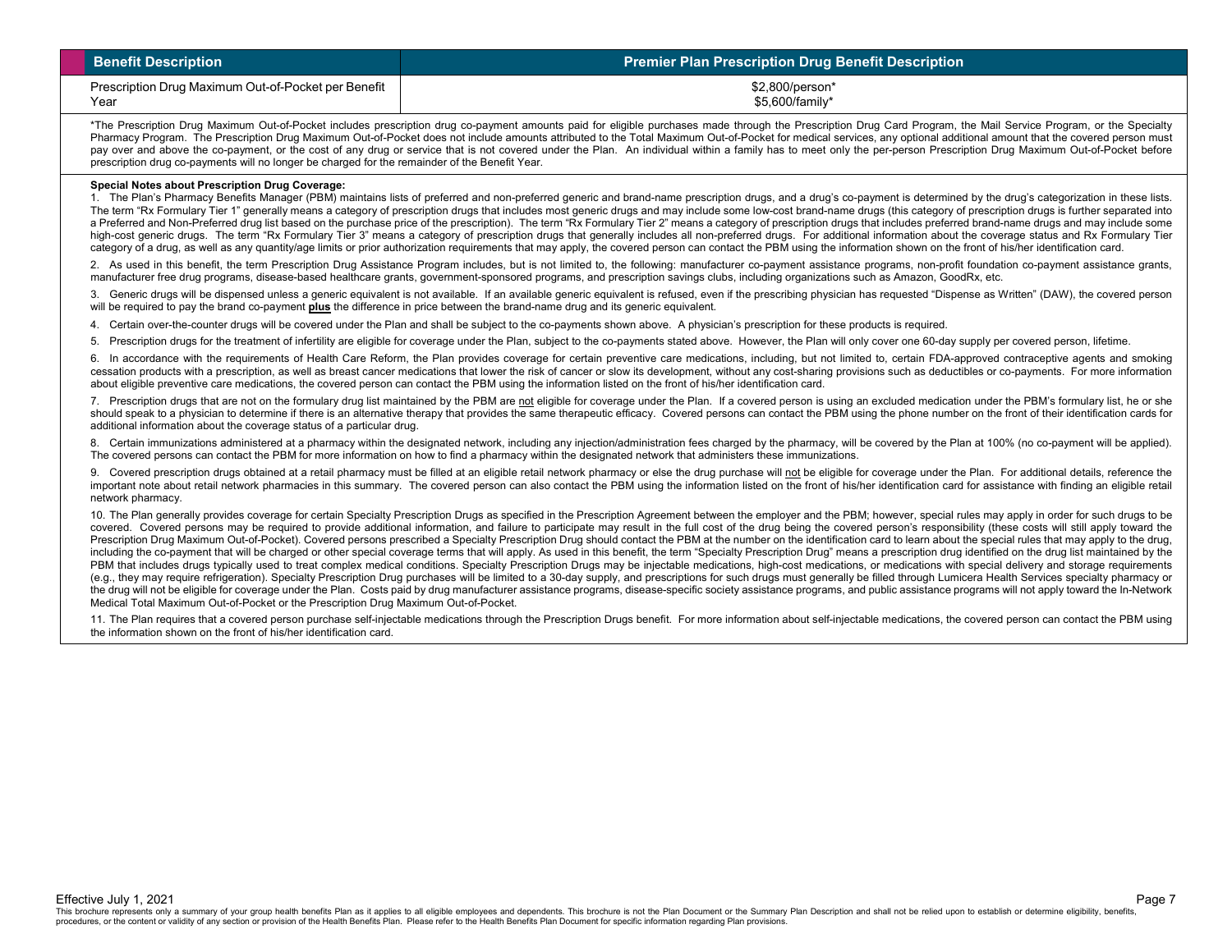| Benefit Description | Premier Plan Prescription Drug Benefit Description |
|---|---|
| Prescription Drug Maximum Out-of-Pocket per Benefit Year | $2,800/person*<br>$5,600/family* |

*The Prescription Drug Maximum Out-of-Pocket includes prescription drug co-payment amounts paid for eligible purchases made through the Prescription Drug Card Program, the Mail Service Program, or the Specialty Pharmacy Program. The Prescription Drug Maximum Out-of-Pocket does not include amounts attributed to the Total Maximum Out-of-Pocket for medical services, any optional additional amount that the covered person must pay over and above the co-payment, or the cost of any drug or service that is not covered under the Plan. An individual within a family has to meet only the per-person Prescription Drug Maximum Out-of-Pocket before prescription drug co-payments will no longer be charged for the remainder of the Benefit Year.

**Special Notes about Prescription Drug Coverage:**

1. The Plan's Pharmacy Benefits Manager (PBM) maintains lists of preferred and non-preferred generic and brand-name prescription drugs, and a drug's co-payment is determined by the drug's categorization in these lists. The term "Rx Formulary Tier 1" generally means a category of prescription drugs that includes most generic drugs and may include some low-cost brand-name drugs (this category of prescription drugs is further separated into a Preferred and Non-Preferred drug list based on the purchase price of the prescription). The term "Rx Formulary Tier 2" means a category of prescription drugs that includes preferred brand-name drugs and may include some high-cost generic drugs. The term "Rx Formulary Tier 3" means a category of prescription drugs that generally includes all non-preferred drugs. For additional information about the coverage status and Rx Formulary Tier category of a drug, as well as any quantity/age limits or prior authorization requirements that may apply, the covered person can contact the PBM using the information shown on the front of his/her identification card.

2. As used in this benefit, the term Prescription Drug Assistance Program includes, but is not limited to, the following: manufacturer co-payment assistance programs, non-profit foundation co-payment assistance grants, manufacturer free drug programs, disease-based healthcare grants, government-sponsored programs, and prescription savings clubs, including organizations such as Amazon, GoodRx, etc.

3. Generic drugs will be dispensed unless a generic equivalent is not available. If an available generic equivalent is refused, even if the prescribing physician has requested "Dispense as Written" (DAW), the covered person will be required to pay the brand co-payment **plus** the difference in price between the brand-name drug and its generic equivalent.

4. Certain over-the-counter drugs will be covered under the Plan and shall be subject to the co-payments shown above. A physician's prescription for these products is required.

5. Prescription drugs for the treatment of infertility are eligible for coverage under the Plan, subject to the co-payments stated above. However, the Plan will only cover one 60-day supply per covered person, lifetime.

6. In accordance with the requirements of Health Care Reform, the Plan provides coverage for certain preventive care medications, including, but not limited to, certain FDA-approved contraceptive agents and smoking cessation products with a prescription, as well as breast cancer medications that lower the risk of cancer or slow its development, without any cost-sharing provisions such as deductibles or co-payments. For more information about eligible preventive care medications, the covered person can contact the PBM using the information listed on the front of his/her identification card.

7. Prescription drugs that are not on the formulary drug list maintained by the PBM are not eligible for coverage under the Plan. If a covered person is using an excluded medication under the PBM's formulary list, he or she should speak to a physician to determine if there is an alternative therapy that provides the same therapeutic efficacy. Covered persons can contact the PBM using the phone number on the front of their identification cards for additional information about the coverage status of a particular drug.

8. Certain immunizations administered at a pharmacy within the designated network, including any injection/administration fees charged by the pharmacy, will be covered by the Plan at 100% (no co-payment will be applied). The covered persons can contact the PBM for more information on how to find a pharmacy within the designated network that administers these immunizations.

9. Covered prescription drugs obtained at a retail pharmacy must be filled at an eligible retail network pharmacy or else the drug purchase will not be eligible for coverage under the Plan. For additional details, reference the important note about retail network pharmacies in this summary. The covered person can also contact the PBM using the information listed on the front of his/her identification card for assistance with finding an eligible retail network pharmacy.

10. The Plan generally provides coverage for certain Specialty Prescription Drugs as specified in the Prescription Agreement between the employer and the PBM; however, special rules may apply in order for such drugs to be covered. Covered persons may be required to provide additional information, and failure to participate may result in the full cost of the drug being the covered person's responsibility (these costs will still apply toward the Prescription Drug Maximum Out-of-Pocket). Covered persons prescribed a Specialty Prescription Drug should contact the PBM at the number on the identification card to learn about the special rules that may apply to the drug, including the co-payment that will be charged or other special coverage terms that will apply. As used in this benefit, the term "Specialty Prescription Drug" means a prescription drug identified on the drug list maintained by the PBM that includes drugs typically used to treat complex medical conditions. Specialty Prescription Drugs may be injectable medications, high-cost medications, or medications with special delivery and storage requirements (e.g., they may require refrigeration). Specialty Prescription Drug purchases will be limited to a 30-day supply, and prescriptions for such drugs must generally be filled through Lumicera Health Services specialty pharmacy or the drug will not be eligible for coverage under the Plan. Costs paid by drug manufacturer assistance programs, disease-specific society assistance programs, and public assistance programs will not apply toward the In-Network Medical Total Maximum Out-of-Pocket or the Prescription Drug Maximum Out-of-Pocket.

11. The Plan requires that a covered person purchase self-injectable medications through the Prescription Drugs benefit. For more information about self-injectable medications, the covered person can contact the PBM using the information shown on the front of his/her identification card.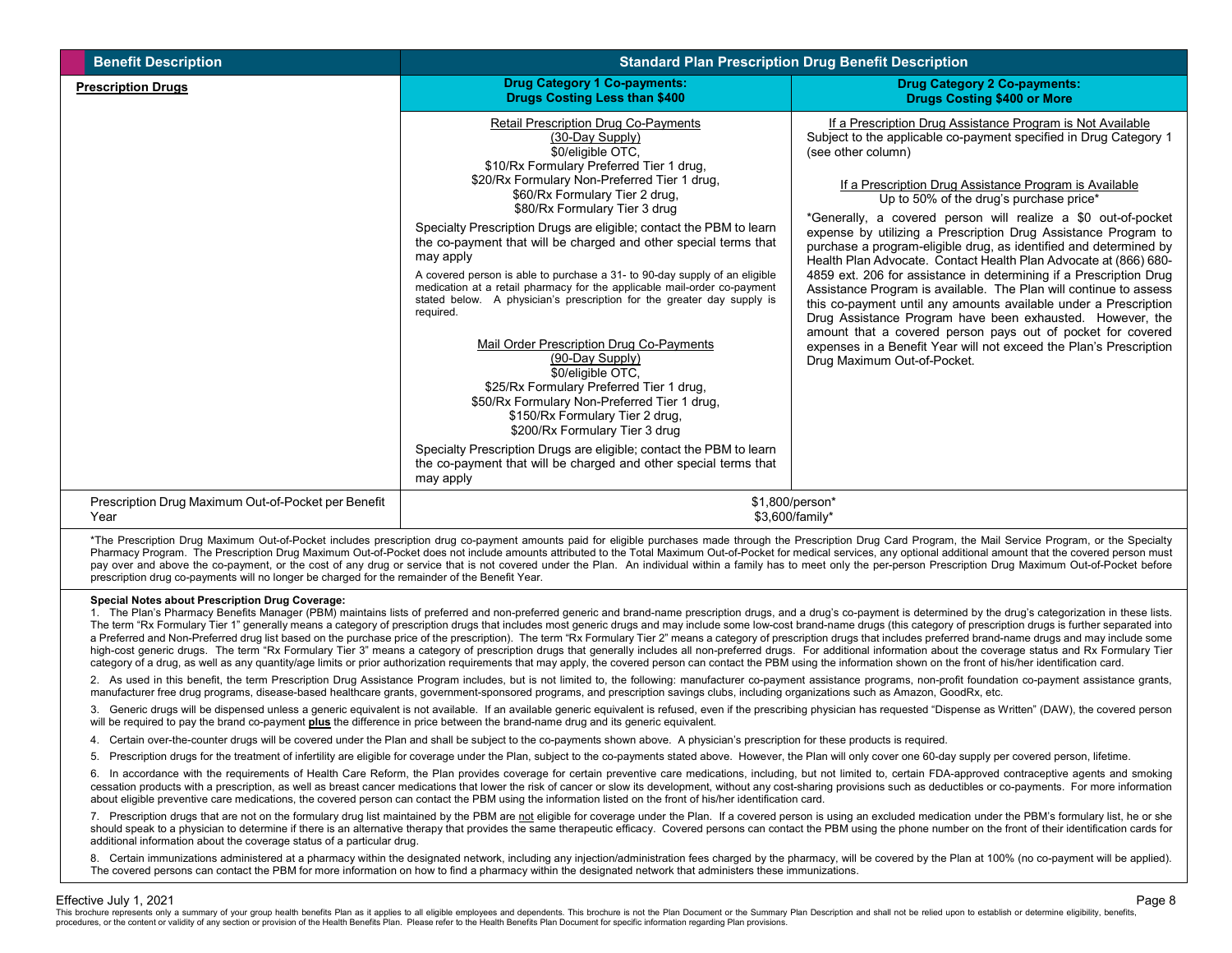| Benefit Description | Standard Plan Prescription Drug Benefit Description | |
|---|---|---|
| **Prescription Drugs** | **Drug Category 1 Co-payments: Drugs Costing Less than $400** | **Drug Category 2 Co-payments: Drugs Costing $400 or More** |
| | Retail Prescription Drug Co-Payments (30-Day Supply)<br>$0/eligible OTC,<br>$10/Rx Formulary Preferred Tier 1 drug,<br>$20/Rx Formulary Non-Preferred Tier 1 drug,<br>$60/Rx Formulary Tier 2 drug,<br>$80/Rx Formulary Tier 3 drug<br><br>Specialty Prescription Drugs are eligible; contact the PBM to learn the co-payment that will be charged and other special terms that may apply<br><br>A covered person is able to purchase a 31- to 90-day supply of an eligible medication at a retail pharmacy for the applicable mail-order co-payment stated below. A physician's prescription for the greater day supply is required.<br><br>Mail Order Prescription Drug Co-Payments (90-Day Supply)<br>$0/eligible OTC,<br>$25/Rx Formulary Preferred Tier 1 drug,<br>$50/Rx Formulary Non-Preferred Tier 1 drug,<br>$150/Rx Formulary Tier 2 drug,<br>$200/Rx Formulary Tier 3 drug<br><br>Specialty Prescription Drugs are eligible; contact the PBM to learn the co-payment that will be charged and other special terms that may apply | If a Prescription Drug Assistance Program is Not Available<br>Subject to the applicable co-payment specified in Drug Category 1 (see other column)<br><br>If a Prescription Drug Assistance Program is Available<br>Up to 50% of the drug's purchase price*<br><br>*Generally, a covered person will realize a $0 out-of-pocket expense by utilizing a Prescription Drug Assistance Program to purchase a program-eligible drug, as identified and determined by Health Plan Advocate. Contact Health Plan Advocate at (866) 680-4859 ext. 206 for assistance in determining if a Prescription Drug Assistance Program is available. The Plan will continue to assess this co-payment until any amounts available under a Prescription Drug Assistance Program have been exhausted. However, the amount that a covered person pays out of pocket for covered expenses in a Benefit Year will not exceed the Plan's Prescription Drug Maximum Out-of-Pocket. |
| Prescription Drug Maximum Out-of-Pocket per Benefit Year | $1,800/person*<br>$3,600/family* | |

*The Prescription Drug Maximum Out-of-Pocket includes prescription drug co-payment amounts paid for eligible purchases made through the Prescription Drug Card Program, the Mail Service Program, or the Specialty Pharmacy Program. The Prescription Drug Maximum Out-of-Pocket does not include amounts attributed to the Total Maximum Out-of-Pocket for medical services, any optional additional amount that the covered person must pay over and above the co-payment, or the cost of any drug or service that is not covered under the Plan. An individual within a family has to meet only the per-person Prescription Drug Maximum Out-of-Pocket before prescription drug co-payments will no longer be charged for the remainder of the Benefit Year.

**Special Notes about Prescription Drug Coverage:**

1. The Plan's Pharmacy Benefits Manager (PBM) maintains lists of preferred and non-preferred generic and brand-name prescription drugs, and a drug's co-payment is determined by the drug's categorization in these lists. The term "Rx Formulary Tier 1" generally means a category of prescription drugs that includes most generic drugs and may include some low-cost brand-name drugs (this category of prescription drugs is further separated into a Preferred and Non-Preferred drug list based on the purchase price of the prescription). The term "Rx Formulary Tier 2" means a category of prescription drugs that includes preferred brand-name drugs and may include some high-cost generic drugs. The term "Rx Formulary Tier 3" means a category of prescription drugs that generally includes all non-preferred drugs. For additional information about the coverage status and Rx Formulary Tier category of a drug, as well as any quantity/age limits or prior authorization requirements that may apply, the covered person can contact the PBM using the information shown on the front of his/her identification card.

2. As used in this benefit, the term Prescription Drug Assistance Program includes, but is not limited to, the following: manufacturer co-payment assistance programs, non-profit foundation co-payment assistance grants, manufacturer free drug programs, disease-based healthcare grants, government-sponsored programs, and prescription savings clubs, including organizations such as Amazon, GoodRx, etc.

3. Generic drugs will be dispensed unless a generic equivalent is not available. If an available generic equivalent is refused, even if the prescribing physician has requested "Dispense as Written" (DAW), the covered person will be required to pay the brand co-payment **plus** the difference in price between the brand-name drug and its generic equivalent.

4. Certain over-the-counter drugs will be covered under the Plan and shall be subject to the co-payments shown above. A physician's prescription for these products is required.

5. Prescription drugs for the treatment of infertility are eligible for coverage under the Plan, subject to the co-payments stated above. However, the Plan will only cover one 60-day supply per covered person, lifetime.

6. In accordance with the requirements of Health Care Reform, the Plan provides coverage for certain preventive care medications, including, but not limited to, certain FDA-approved contraceptive agents and smoking cessation products with a prescription, as well as breast cancer medications that lower the risk of cancer or slow its development, without any cost-sharing provisions such as deductibles or co-payments. For more information about eligible preventive care medications, the covered person can contact the PBM using the information listed on the front of his/her identification card.

7. Prescription drugs that are not on the formulary drug list maintained by the PBM are not eligible for coverage under the Plan. If a covered person is using an excluded medication under the PBM's formulary list, he or she should speak to a physician to determine if there is an alternative therapy that provides the same therapeutic efficacy. Covered persons can contact the PBM using the phone number on the front of their identification cards for additional information about the coverage status of a particular drug.

8. Certain immunizations administered at a pharmacy within the designated network, including any injection/administration fees charged by the pharmacy, will be covered by the Plan at 100% (no co-payment will be applied). The covered persons can contact the PBM for more information on how to find a pharmacy within the designated network that administers these immunizations.

Effective July 1, 2021

This brochure represents only a summary of your group health benefits Plan as it applies to all eligible employees and dependents. This brochure is not the Plan Document or the Summary Plan Description and shall not be relied upon to establish or determine eligibility, benefits, procedures, or the content or validity of any section or provision of the Health Benefits Plan. Please refer to the Health Benefits Plan Document for specific information regarding Plan provisions.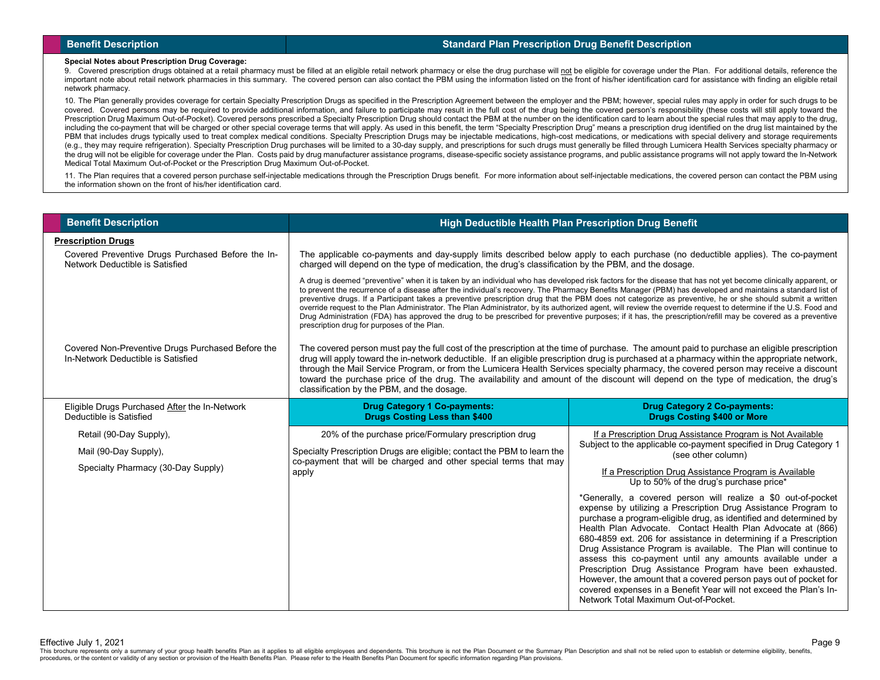| Benefit Description | Standard Plan Prescription Drug Benefit Description |
|---|---|

**Special Notes about Prescription Drug Coverage:**

9. Covered prescription drugs obtained at a retail pharmacy must be filled at an eligible retail network pharmacy or else the drug purchase will not be eligible for coverage under the Plan. For additional details, reference the important note about retail network pharmacies in this summary. The covered person can also contact the PBM using the information listed on the front of his/her identification card for assistance with finding an eligible retail network pharmacy.

10. The Plan generally provides coverage for certain Specialty Prescription Drugs as specified in the Prescription Agreement between the employer and the PBM; however, special rules may apply in order for such drugs to be covered. Covered persons may be required to provide additional information, and failure to participate may result in the full cost of the drug being the covered person's responsibility (these costs will still apply toward the Prescription Drug Maximum Out-of-Pocket). Covered persons prescribed a Specialty Prescription Drug should contact the PBM at the number on the identification card to learn about the special rules that may apply to the drug, including the co-payment that will be charged or other special coverage terms that will apply. As used in this benefit, the term "Specialty Prescription Drug" means a prescription drug identified on the drug list maintained by the PBM that includes drugs typically used to treat complex medical conditions. Specialty Prescription Drugs may be injectable medications, high-cost medications, or medications with special delivery and storage requirements (e.g., they may require refrigeration). Specialty Prescription Drug purchases will be limited to a 30-day supply, and prescriptions for such drugs must generally be filled through Lumicera Health Services specialty pharmacy or the drug will not be eligible for coverage under the Plan. Costs paid by drug manufacturer assistance programs, disease-specific society assistance programs, and public assistance programs will not apply toward the In-Network Medical Total Maximum Out-of-Pocket or the Prescription Drug Maximum Out-of-Pocket.

11. The Plan requires that a covered person purchase self-injectable medications through the Prescription Drugs benefit. For more information about self-injectable medications, the covered person can contact the PBM using the information shown on the front of his/her identification card.

| Benefit Description | High Deductible Health Plan Prescription Drug Benefit | |
|---|---|---|
| **Prescription Drugs** | | |
| Covered Preventive Drugs Purchased Before the In-Network Deductible is Satisfied | The applicable co-payments and day-supply limits described below apply to each purchase (no deductible applies). The co-payment charged will depend on the type of medication, the drug's classification by the PBM, and the dosage.<br><br>A drug is deemed "preventive" when it is taken by an individual who has developed risk factors for the disease that has not yet become clinically apparent, or to prevent the recurrence of a disease after the individual's recovery. The Pharmacy Benefits Manager (PBM) has developed and maintains a standard list of preventive drugs. If a Participant takes a preventive prescription drug that the PBM does not categorize as preventive, he or she should submit a written override request to the Plan Administrator. The Plan Administrator, by its authorized agent, will review the override request to determine if the U.S. Food and Drug Administration (FDA) has approved the drug to be prescribed for preventive purposes; if it has, the prescription/refill may be covered as a preventive prescription drug for purposes of the Plan. | |
| Covered Non-Preventive Drugs Purchased Before the In-Network Deductible is Satisfied | The covered person must pay the full cost of the prescription at the time of purchase. The amount paid to purchase an eligible prescription drug will apply toward the in-network deductible. If an eligible prescription drug is purchased at a pharmacy within the appropriate network, through the Mail Service Program, or from the Lumicera Health Services specialty pharmacy, the covered person may receive a discount toward the purchase price of the drug. The availability and amount of the discount will depend on the type of medication, the drug's classification by the PBM, and the dosage. | |
| Eligible Drugs Purchased After the In-Network Deductible is Satisfied | **Drug Category 1 Co-payments: Drugs Costing Less than $400** | **Drug Category 2 Co-payments: Drugs Costing $400 or More** |
| Retail (90-Day Supply),<br>Mail (90-Day Supply),<br>Specialty Pharmacy (30-Day Supply) | 20% of the purchase price/Formulary prescription drug<br><br>Specialty Prescription Drugs are eligible; contact the PBM to learn the co-payment that will be charged and other special terms that may apply | If a Prescription Drug Assistance Program is Not Available<br>Subject to the applicable co-payment specified in Drug Category 1 (see other column)<br><br>If a Prescription Drug Assistance Program is Available<br>Up to 50% of the drug's purchase price*<br><br>*Generally, a covered person will realize a $0 out-of-pocket expense by utilizing a Prescription Drug Assistance Program to purchase a program-eligible drug, as identified and determined by Health Plan Advocate. Contact Health Plan Advocate at (866) 680-4859 ext. 206 for assistance in determining if a Prescription Drug Assistance Program is available. The Plan will continue to assess this co-payment until any amounts available under a Prescription Drug Assistance Program have been exhausted. However, the amount that a covered person pays out of pocket for covered expenses in a Benefit Year will not exceed the Plan's In-Network Total Maximum Out-of-Pocket. |

Effective July 1, 2021

This brochure represents only a summary of your group health benefits Plan as it applies to all eligible employees and dependents. This brochure is not the Plan Document or the Summary Plan Description and shall not be relied upon to establish or determine eligibility, benefits, procedures, or the content or validity of any section or provision of the Health Benefits Plan. Please refer to the Health Benefits Plan Document for specific information regarding Plan provisions.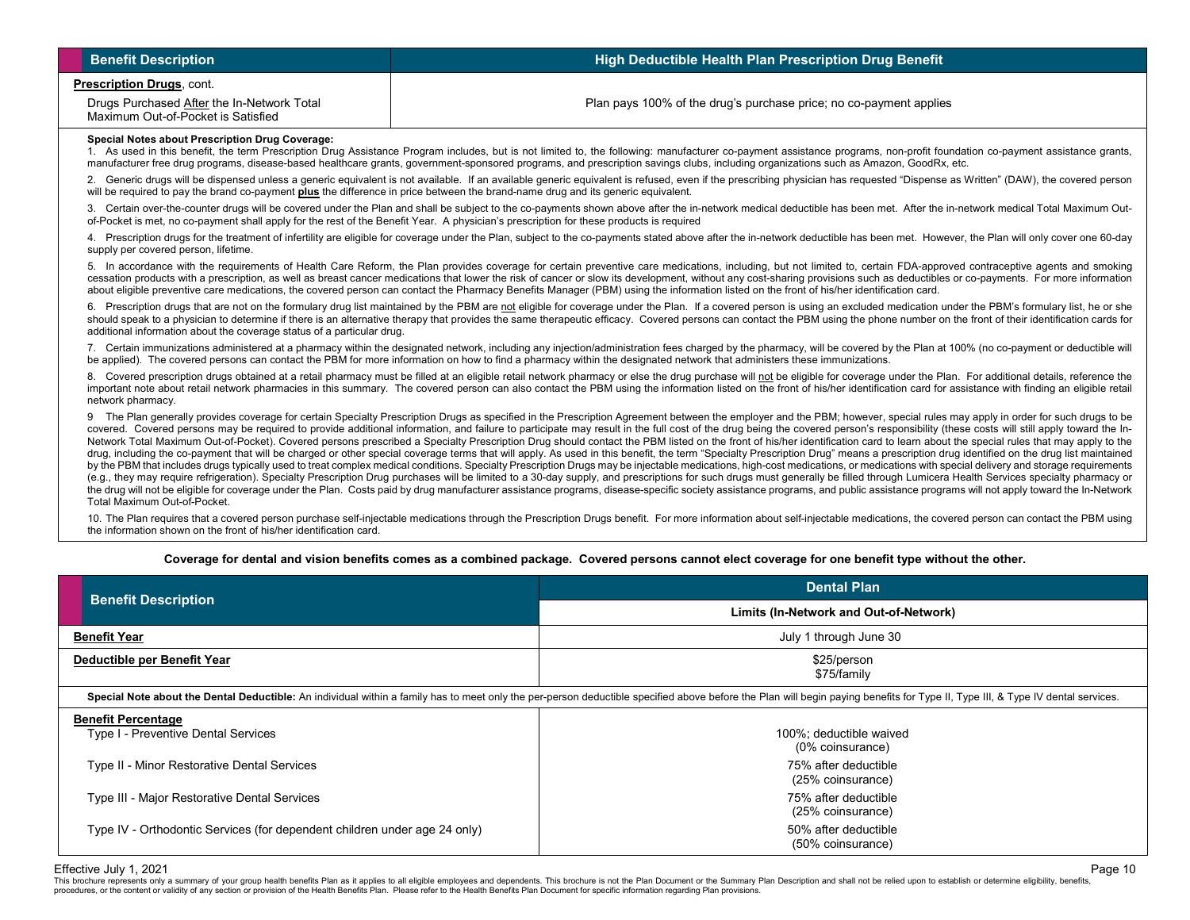| Benefit Description | High Deductible Health Plan Prescription Drug Benefit |
|---|---|
| **Prescription Drugs**, cont. | |
| Drugs Purchased After the In-Network Total Maximum Out-of-Pocket is Satisfied | Plan pays 100% of the drug's purchase price; no co-payment applies |

**Special Notes about Prescription Drug Coverage:**

1. As used in this benefit, the term Prescription Drug Assistance Program includes, but is not limited to, the following: manufacturer co-payment assistance programs, non-profit foundation co-payment assistance grants, manufacturer free drug programs, disease-based healthcare grants, government-sponsored programs, and prescription savings clubs, including organizations such as Amazon, GoodRx, etc.

2. Generic drugs will be dispensed unless a generic equivalent is not available. If an available generic equivalent is refused, even if the prescribing physician has requested "Dispense as Written" (DAW), the covered person will be required to pay the brand co-payment **plus** the difference in price between the brand-name drug and its generic equivalent.

3. Certain over-the-counter drugs will be covered under the Plan and shall be subject to the co-payments shown above after the in-network medical deductible has been met. After the in-network medical Total Maximum Out-of-Pocket is met, no co-payment shall apply for the rest of the Benefit Year. A physician's prescription for these products is required

4. Prescription drugs for the treatment of infertility are eligible for coverage under the Plan, subject to the co-payments stated above after the in-network deductible has been met. However, the Plan will only cover one 60-day supply per covered person, lifetime.

5. In accordance with the requirements of Health Care Reform, the Plan provides coverage for certain preventive care medications, including, but not limited to, certain FDA-approved contraceptive agents and smoking cessation products with a prescription, as well as breast cancer medications that lower the risk of cancer or slow its development, without any cost-sharing provisions such as deductibles or co-payments. For more information about eligible preventive care medications, the covered person can contact the Pharmacy Benefits Manager (PBM) using the information listed on the front of his/her identification card.

6. Prescription drugs that are not on the formulary drug list maintained by the PBM are not eligible for coverage under the Plan. If a covered person is using an excluded medication under the PBM's formulary list, he or she should speak to a physician to determine if there is an alternative therapy that provides the same therapeutic efficacy. Covered persons can contact the PBM using the phone number on the front of their identification cards for additional information about the coverage status of a particular drug.

7. Certain immunizations administered at a pharmacy within the designated network, including any injection/administration fees charged by the pharmacy, will be covered by the Plan at 100% (no co-payment or deductible will be applied). The covered persons can contact the PBM for more information on how to find a pharmacy within the designated network that administers these immunizations.

8. Covered prescription drugs obtained at a retail pharmacy must be filled at an eligible retail network pharmacy or else the drug purchase will not be eligible for coverage under the Plan. For additional details, reference the important note about retail network pharmacies in this summary. The covered person can also contact the PBM using the information listed on the front of his/her identification card for assistance with finding an eligible retail network pharmacy.

9 The Plan generally provides coverage for certain Specialty Prescription Drugs as specified in the Prescription Agreement between the employer and the PBM; however, special rules may apply in order for such drugs to be covered. Covered persons may be required to provide additional information, and failure to participate may result in the full cost of the drug being the covered person's responsibility (these costs will still apply toward the In-Network Total Maximum Out-of-Pocket). Covered persons prescribed a Specialty Prescription Drug should contact the PBM listed on the front of his/her identification card to learn about the special rules that may apply to the drug, including the co-payment that will be charged or other special coverage terms that will apply. As used in this benefit, the term "Specialty Prescription Drug" means a prescription drug identified on the drug list maintained by the PBM that includes drugs typically used to treat complex medical conditions. Specialty Prescription Drugs may be injectable medications, high-cost medications, or medications with special delivery and storage requirements (e.g., they may require refrigeration). Specialty Prescription Drug purchases will be limited to a 30-day supply, and prescriptions for such drugs must generally be filled through Lumicera Health Services specialty pharmacy or the drug will not be eligible for coverage under the Plan. Costs paid by drug manufacturer assistance programs, disease-specific society assistance programs, and public assistance programs will not apply toward the In-Network Total Maximum Out-of-Pocket.

10. The Plan requires that a covered person purchase self-injectable medications through the Prescription Drugs benefit. For more information about self-injectable medications, the covered person can contact the PBM using the information shown on the front of his/her identification card.

**Coverage for dental and vision benefits comes as a combined package. Covered persons cannot elect coverage for one benefit type without the other.**

| Benefit Description | Dental Plan |
|---|---|
| | **Limits (In-Network and Out-of-Network)** |
| **Benefit Year** | July 1 through June 30 |
| **Deductible per Benefit Year** | $25/person<br>$75/family |
| **Special Note about the Dental Deductible:** An individual within a family has to meet only the per-person deductible specified above before the Plan will begin paying benefits for Type II, Type III, & Type IV dental services. | |
| **Benefit Percentage** | |
| Type I - Preventive Dental Services | 100%; deductible waived<br>(0% coinsurance) |
| Type II - Minor Restorative Dental Services | 75% after deductible<br>(25% coinsurance) |
| Type III - Major Restorative Dental Services | 75% after deductible<br>(25% coinsurance) |
| Type IV - Orthodontic Services (for dependent children under age 24 only) | 50% after deductible<br>(50% coinsurance) |

Effective July 1, 2021

This brochure represents only a summary of your group health benefits Plan as it applies to all eligible employees and dependents. This brochure is not the Plan Document or the Summary Plan Description and shall not be relied upon to establish or determine eligibility, benefits, procedures, or the content or validity of any section or provision of the Health Benefits Plan. Please refer to the Health Benefits Plan Document for specific information regarding Plan provisions.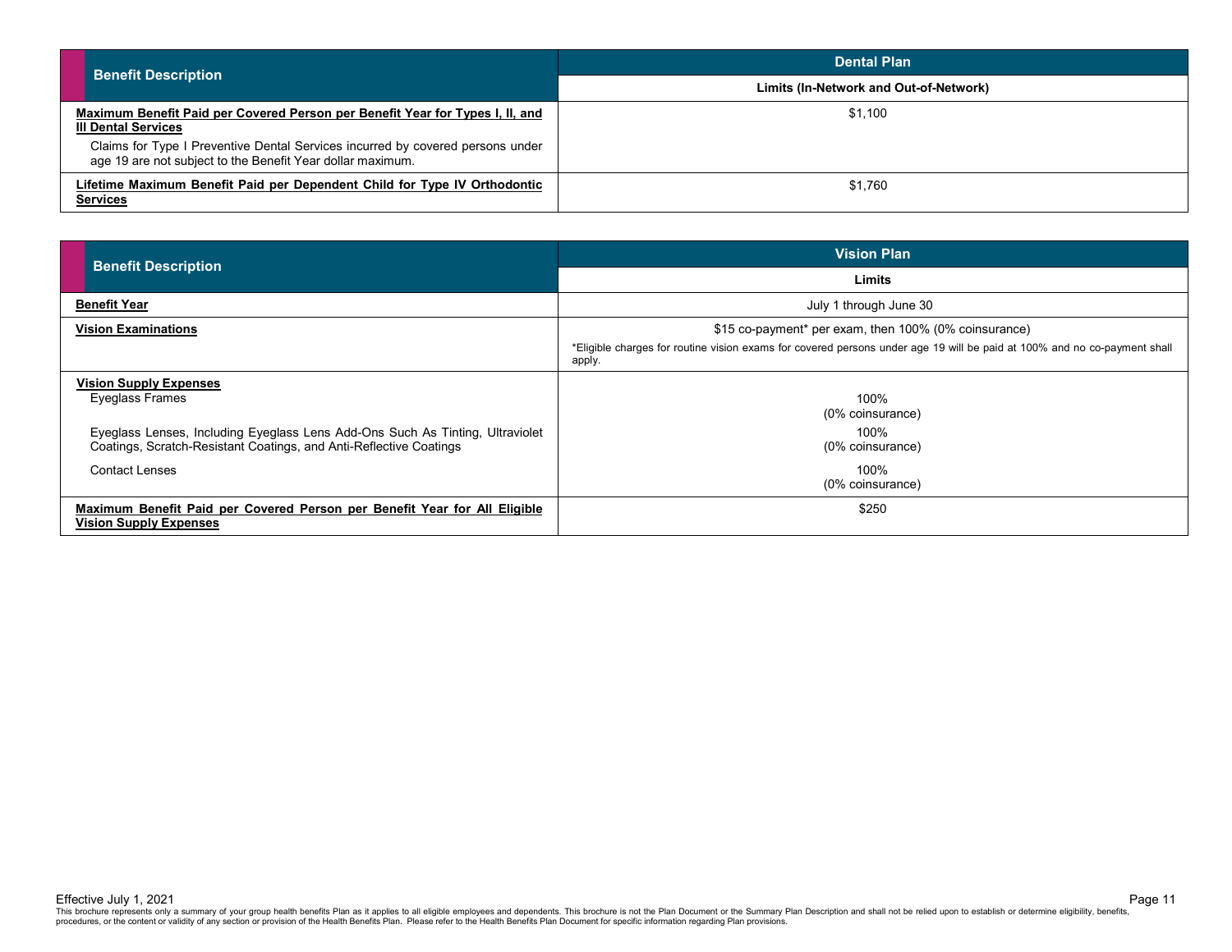| Benefit Description | Dental Plan |
|---|---|
| | Limits (In-Network and Out-of-Network) |
| **Maximum Benefit Paid per Covered Person per Benefit Year for Types I, II, and III Dental Services** Claims for Type I Preventive Dental Services incurred by covered persons under age 19 are not subject to the Benefit Year dollar maximum. | $1,100 |
| **Lifetime Maximum Benefit Paid per Dependent Child for Type IV Orthodontic Services** | $1,760 |

| Benefit Description | Vision Plan |
|---|---|
| | Limits |
| **Benefit Year** | July 1 through June 30 |
| **Vision Examinations** | $15 co-payment* per exam, then 100% (0% coinsurance) *Eligible charges for routine vision exams for covered persons under age 19 will be paid at 100% and no co-payment shall apply. |
| **Vision Supply Expenses** | |
| Eyeglass Frames | 100% (0% coinsurance) |
| Eyeglass Lenses, Including Eyeglass Lens Add-Ons Such As Tinting, Ultraviolet Coatings, Scratch-Resistant Coatings, and Anti-Reflective Coatings | 100% (0% coinsurance) |
| Contact Lenses | 100% (0% coinsurance) |
| **Maximum Benefit Paid per Covered Person per Benefit Year for All Eligible Vision Supply Expenses** | $250 |

Effective July 1, 2021

This brochure represents only a summary of your group health benefits Plan as it applies to all eligible employees and dependents. This brochure is not the Plan Document or the Summary Plan Description and shall not be relied upon to establish or determine eligibility, benefits, procedures, or the content or validity of any section or provision of the Health Benefits Plan. Please refer to the Health Benefits Plan Document for specific information regarding Plan provisions.